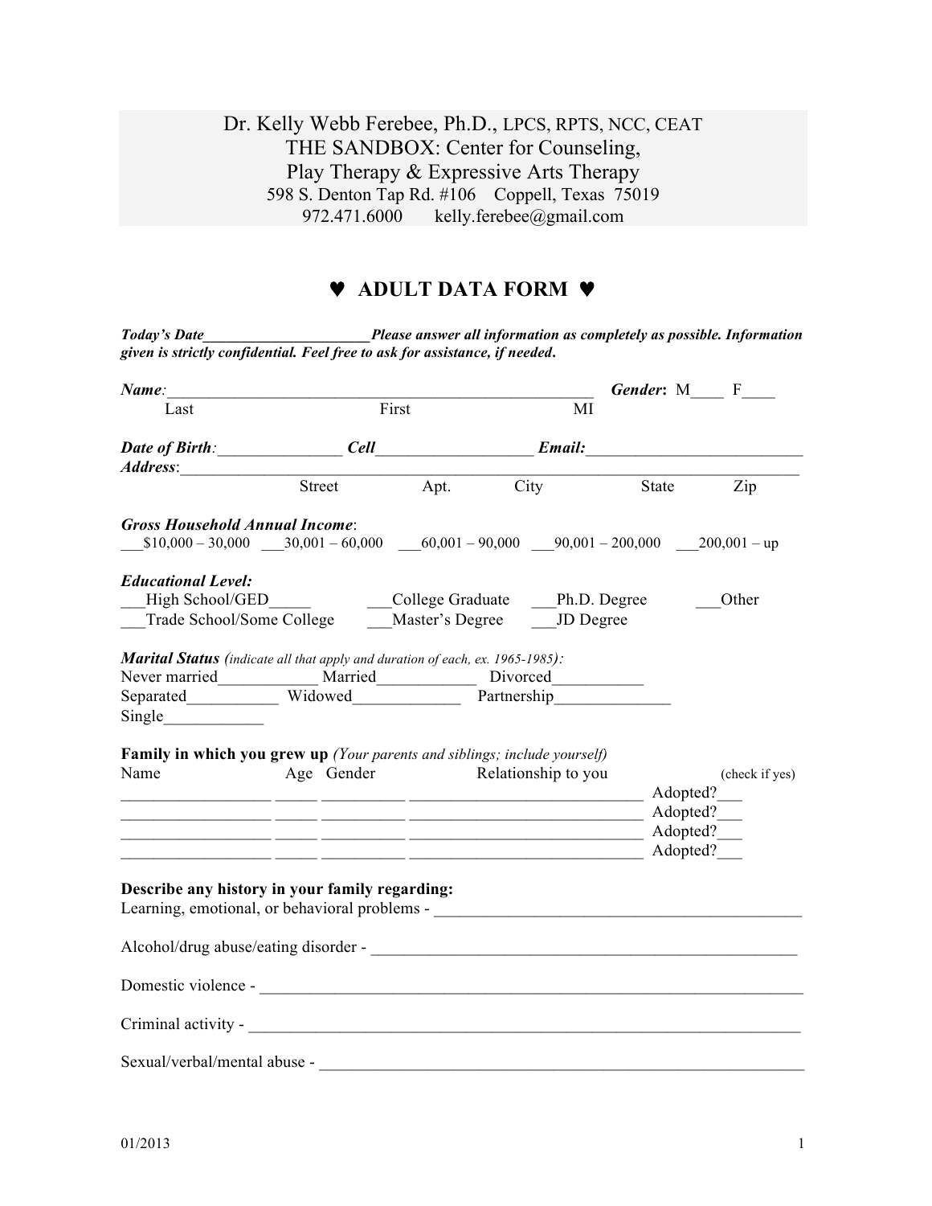Dr. Kelly Webb Ferebee, Ph.D., LPCS, RPTS, NCC, CEAT
THE SANDBOX: Center for Counseling,
Play Therapy & Expressive Arts Therapy
598 S. Denton Tap Rd. #106 Coppell, Texas 75019
972.471.6000 kelly.ferebee@gmail.com

# ♥ ADULT DATA FORM ♥

***Today's Date*______________________*Please answer all information as completely as possible. Information given is strictly confidential. Feel free to ask for assistance, if needed*.**

***Name**:*_____________________________________________________ ***Gender***: M____ F____
Last First MI

***Date of Birth**:*_______________ ***Cell***___________________ ***Email:***___________________________
***Address**:*_____________________________________________________________________________
Street Apt. City State Zip

***Gross Household Annual Income***:
___$10,000 – 30,000 ___30,001 – 60,000 ___60,001 – 90,000 ___90,001 – 200,000 ___200,001 – up

***Educational Level:***
___High School/GED_____ ___College Graduate ___Ph.D. Degree ___Other
___Trade School/Some College ___Master's Degree ___JD Degree

***Marital Status** (indicate all that apply and duration of each, ex. 1965-1985):*
Never married____________ Married____________ Divorced___________
Separated__________ Widowed_____________ Partnership______________
Single____________

**Family in which you grew up** *(Your parents and siblings; include yourself)*

| Name | Age | Gender | Relationship to you | (check if yes) |
|---|---|---|---|---|
| __________________ | _____ | __________ | ____________________________ | Adopted?___ |
| __________________ | _____ | __________ | ____________________________ | Adopted?___ |
| __________________ | _____ | __________ | ____________________________ | Adopted?___ |
| __________________ | _____ | __________ | ____________________________ | Adopted?___ |

**Describe any history in your family regarding:**
Learning, emotional, or behavioral problems - ______________________________________________

Alcohol/drug abuse/eating disorder - ____________________________________________________

Domestic violence - ______________________________________________________________

Criminal activity - _______________________________________________________________

Sexual/verbal/mental abuse - _______________________________________________________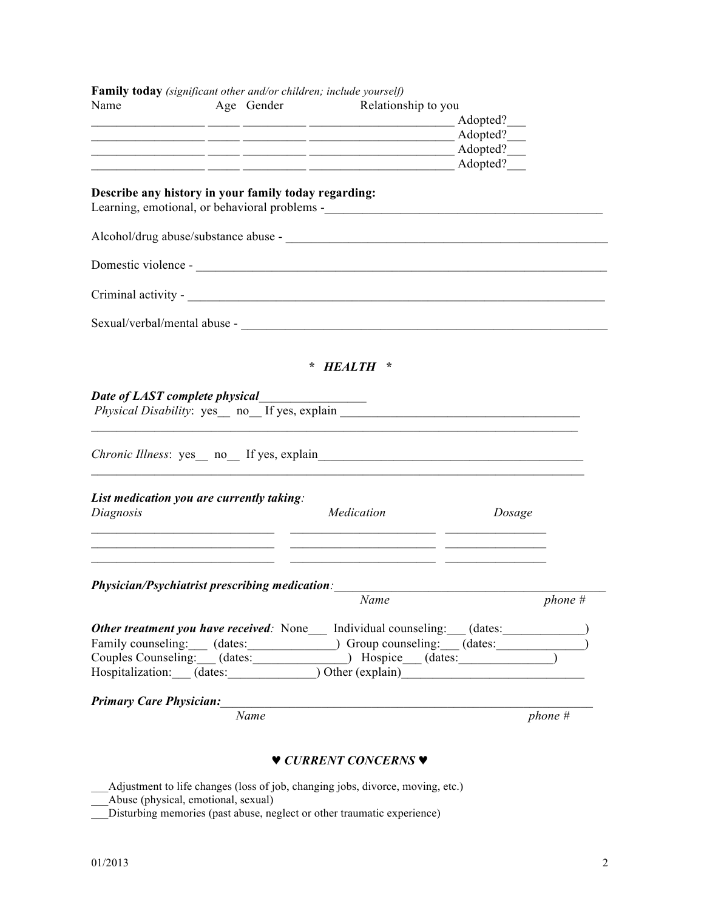**Family today** *(significant other and/or children; include yourself)*

| Name | Age | Gender | Relationship to you | |
|---|---|---|---|---|
| __________________ | _____ | __________ | _______________________ | Adopted?___ |
| __________________ | _____ | __________ | _______________________ | Adopted?___ |
| __________________ | _____ | __________ | _______________________ | Adopted?___ |
| __________________ | _____ | __________ | _______________________ | Adopted?___ |

**Describe any history in your family today regarding:**

Learning, emotional, or behavioral problems -_____________________________________________

Alcohol/drug abuse/substance abuse - ____________________________________________________

Domestic violence - ________________________________________________________________

Criminal activity - _________________________________________________________________

Sexual/verbal/mental abuse - ________________________________________________________

## * HEALTH *

***Date of LAST complete physical***________________

*Physical Disability*: yes__ no__ If yes, explain _______________________________________

_____________________________________________________________________________

*Chronic Illness*: yes__ no__ If yes, explain___________________________________________

_____________________________________________________________________________

***List medication you are currently taking:***

| *Diagnosis* | *Medication* | *Dosage* |
|---|---|---|
| _____________________________ | _______________________ | ________________ |
| _____________________________ | _______________________ | ________________ |
| _____________________________ | _______________________ | ________________ |

***Physician/Psychiatrist prescribing medication:***_________________________________________

*Name* *phone #*

***Other treatment you have received:*** None___ Individual counseling:___ (dates:_____________)
Family counseling:___ (dates:______________) Group counseling:___ (dates:______________)
Couples Counseling:___ (dates:_______________) Hospice___ (dates:_______________)
Hospitalization:___ (dates:______________) Other (explain)_____________________________

***Primary Care Physician:***____________________________________________________________

*Name* *phone #*

## ♥ CURRENT CONCERNS ♥

___Adjustment to life changes (loss of job, changing jobs, divorce, moving, etc.)
___Abuse (physical, emotional, sexual)
___Disturbing memories (past abuse, neglect or other traumatic experience)

01/2013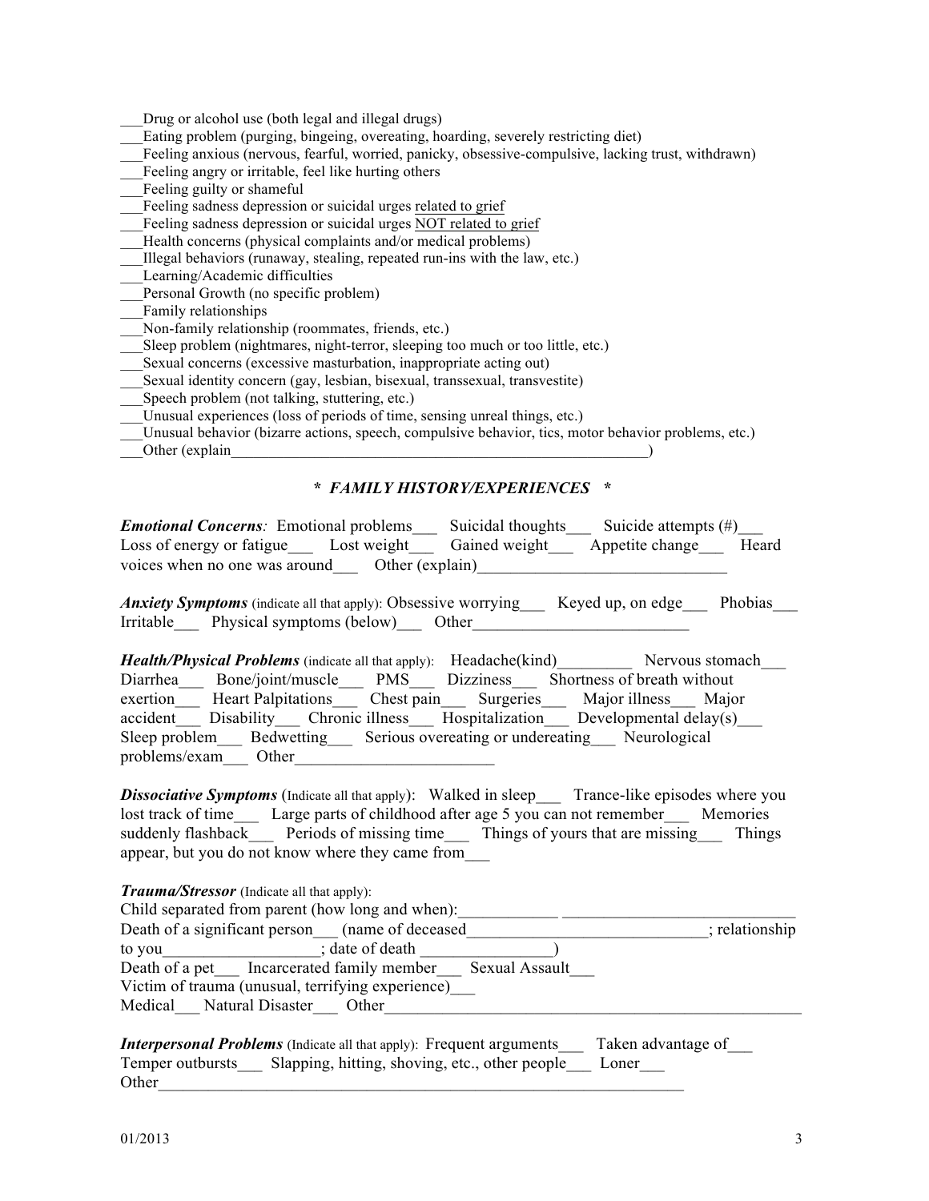___Drug or alcohol use (both legal and illegal drugs)
___Eating problem (purging, bingeing, overeating, hoarding, severely restricting diet)
___Feeling anxious (nervous, fearful, worried, panicky, obsessive-compulsive, lacking trust, withdrawn)
___Feeling angry or irritable, feel like hurting others
___Feeling guilty or shameful
___Feeling sadness depression or suicidal urges <u>related to grief</u>
___Feeling sadness depression or suicidal urges <u>NOT related to grief</u>
___Health concerns (physical complaints and/or medical problems)
___Illegal behaviors (runaway, stealing, repeated run-ins with the law, etc.)
___Learning/Academic difficulties
___Personal Growth (no specific problem)
___Family relationships
___Non-family relationship (roommates, friends, etc.)
___Sleep problem (nightmares, night-terror, sleeping too much or too little, etc.)
___Sexual concerns (excessive masturbation, inappropriate acting out)
___Sexual identity concern (gay, lesbian, bisexual, transsexual, transvestite)
___Speech problem (not talking, stuttering, etc.)
___Unusual experiences (loss of periods of time, sensing unreal things, etc.)
___Unusual behavior (bizarre actions, speech, compulsive behavior, tics, motor behavior problems, etc.)
___Other (explain__________________________________________________________)

## * *FAMILY HISTORY/EXPERIENCES* *

***Emotional Concerns**:* Emotional problems___ Suicidal thoughts___ Suicide attempts (#)___ Loss of energy or fatigue___ Lost weight___ Gained weight___ Appetite change___ Heard voices when no one was around___ Other (explain)______________________________

***Anxiety Symptoms*** (indicate all that apply): Obsessive worrying___ Keyed up, on edge___ Phobias___ Irritable___ Physical symptoms (below)___ Other___________________________

***Health/Physical Problems*** (indicate all that apply): Headache(kind)_________ Nervous stomach___ Diarrhea___ Bone/joint/muscle___ PMS___ Dizziness___ Shortness of breath without exertion___ Heart Palpitations___ Chest pain___ Surgeries___ Major illness___ Major accident___ Disability___ Chronic illness___ Hospitalization___ Developmental delay(s)___ Sleep problem___ Bedwetting___ Serious overeating or undereating___ Neurological problems/exam___ Other________________________

***Dissociative Symptoms*** (Indicate all that apply): Walked in sleep___ Trance-like episodes where you lost track of time___ Large parts of childhood after age 5 you can not remember___ Memories suddenly flashback___ Periods of missing time___ Things of yours that are missing___ Things appear, but you do not know where they came from___

***Trauma/Stressor*** (Indicate all that apply):
Child separated from parent (how long and when):____________ ____________________________
Death of a significant person___ (name of deceased_____________________________; relationship to you__________________; date of death _______________)
Death of a pet___ Incarcerated family member___ Sexual Assault___
Victim of trauma (unusual, terrifying experience)___
Medical___ Natural Disaster___ Other____________________________________________________

***Interpersonal Problems*** (Indicate all that apply): Frequent arguments___ Taken advantage of___ Temper outbursts___ Slapping, hitting, shoving, etc., other people___ Loner___
Other__________________________________________________________________

01/2013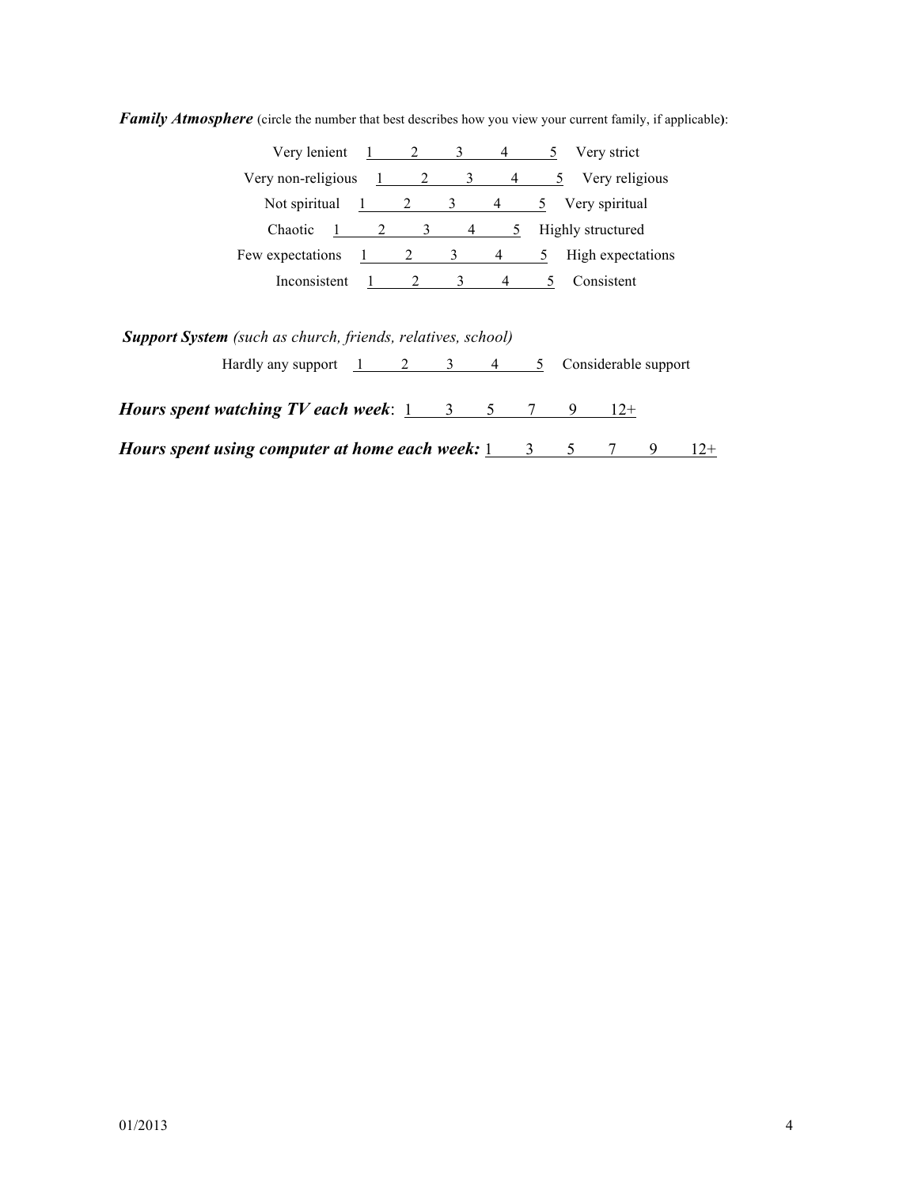***Family Atmosphere*** (circle the number that best describes how you view your current family, if applicable):

| | | | | | | |
|---|---|---|---|---|---|---|
| Very lenient | 1 | 2 | 3 | 4 | 5 | Very strict |
| Very non-religious | 1 | 2 | 3 | 4 | 5 | Very religious |
| Not spiritual | 1 | 2 | 3 | 4 | 5 | Very spiritual |
| Chaotic | 1 | 2 | 3 | 4 | 5 | Highly structured |
| Few expectations | 1 | 2 | 3 | 4 | 5 | High expectations |
| Inconsistent | 1 | 2 | 3 | 4 | 5 | Consistent |

***Support System*** *(such as church, friends, relatives, school)*

| | | | | | | |
|---|---|---|---|---|---|---|
| Hardly any support | 1 | 2 | 3 | 4 | 5 | Considerable support |

***Hours spent watching TV each week***: 1 3 5 7 9 12+

***Hours spent using computer at home each week:*** 1 3 5 7 9 12+